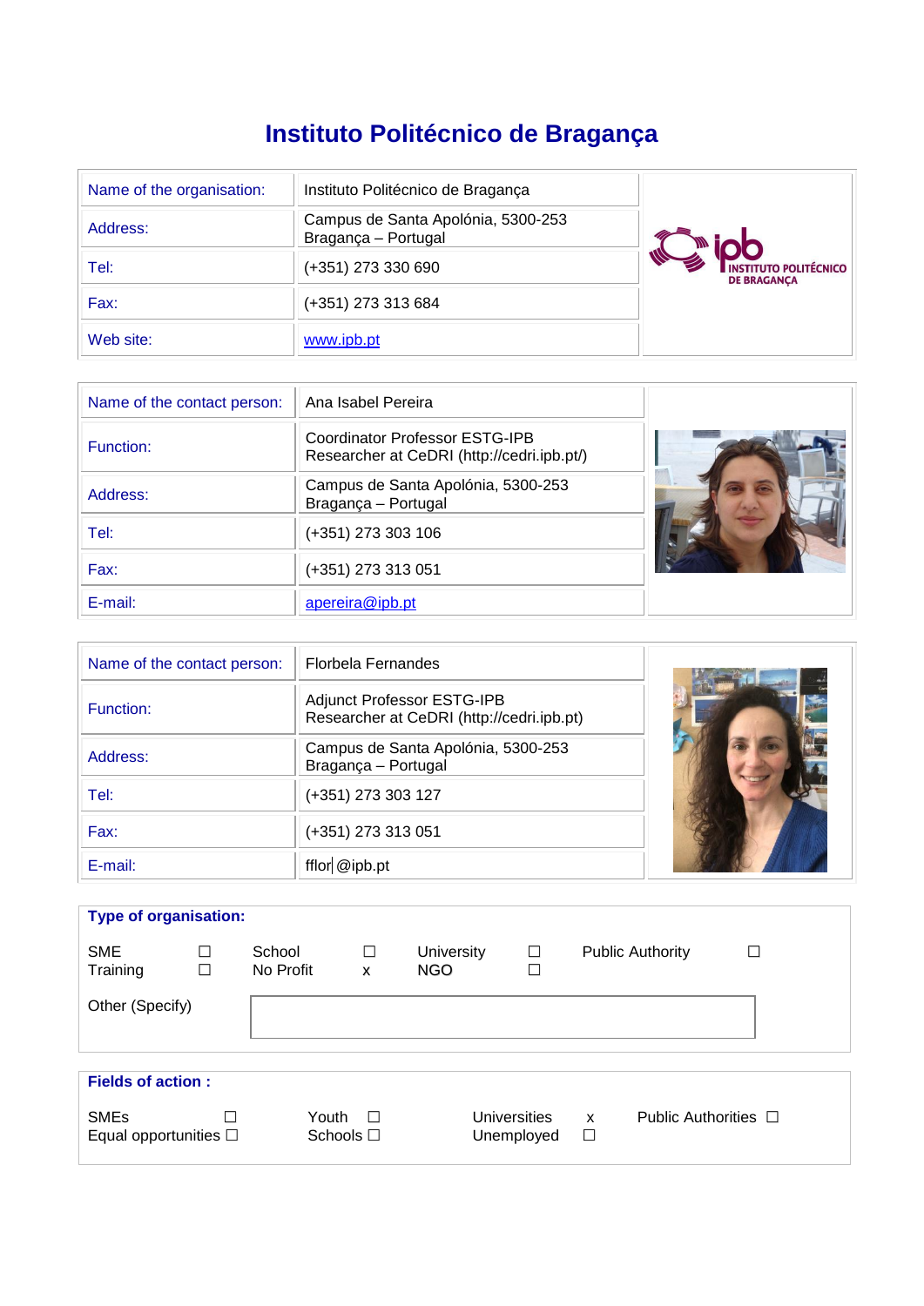# Instituto Politécnico de Bragança

| Name of the organisation: | Instituto Politécnico de Bragança |
|---|---|
| Address: | Campus de Santa Apolónia, 5300-253 Bragança – Portugal |
| Tel: | (+351) 273 330 690 |
| Fax: | (+351) 273 313 684 |
| Web site: | www.ipb.pt |

| Name of the contact person: | Ana Isabel Pereira |
|---|---|
| Function: | Coordinator Professor ESTG-IPB Researcher at CeDRI (http://cedri.ipb.pt/) |
| Address: | Campus de Santa Apolónia, 5300-253 Bragança – Portugal |
| Tel: | (+351) 273 303 106 |
| Fax: | (+351) 273 313 051 |
| E-mail: | apereira@ipb.pt |

| Name of the contact person: | Florbela Fernandes |
|---|---|
| Function: | Adjunct Professor ESTG-IPB Researcher at CeDRI (http://cedri.ipb.pt) |
| Address: | Campus de Santa Apolónia, 5300-253 Bragança – Portugal |
| Tel: | (+351) 273 303 127 |
| Fax: | (+351) 273 313 051 |
| E-mail: | fflor@ipb.pt |

**Type of organisation:**

| | | | | | | | |
|---|---|---|---|---|---|---|---|
| SME | ☐ | School | ☐ | University | ☐ | Public Authority | ☐ |
| Training | ☐ | No Profit | x | NGO | ☐ | | |

Other (Specify)

**Fields of action :**

| | | | | | | | |
|---|---|---|---|---|---|---|---|
| SMEs | ☐ | Youth | ☐ | Universities | x | Public Authorities | ☐ |
| Equal opportunities | ☐ | Schools | ☐ | Unemployed | ☐ | | |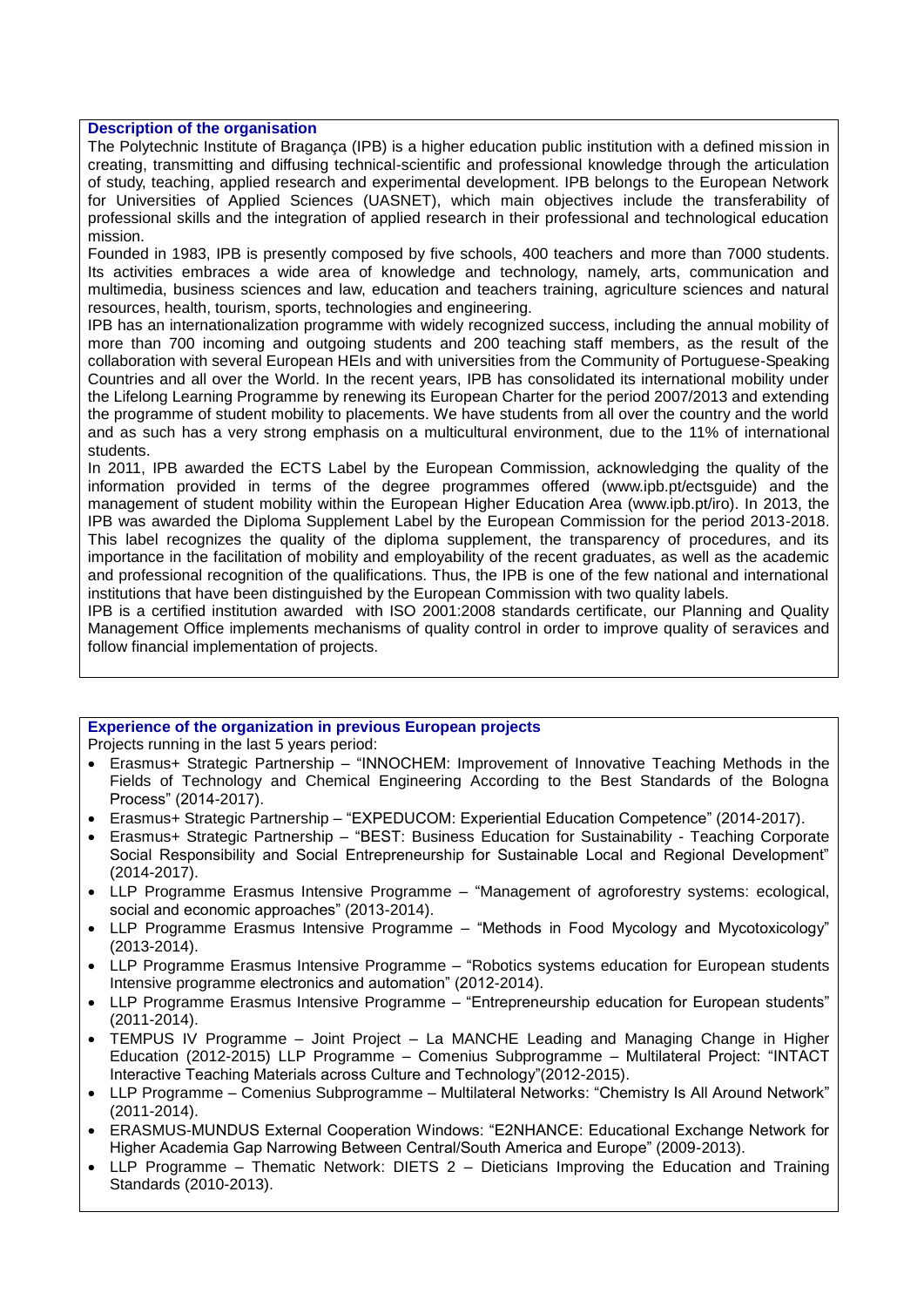**Description of the organisation**

The Polytechnic Institute of Bragança (IPB) is a higher education public institution with a defined mission in creating, transmitting and diffusing technical-scientific and professional knowledge through the articulation of study, teaching, applied research and experimental development. IPB belongs to the European Network for Universities of Applied Sciences (UASNET), which main objectives include the transferability of professional skills and the integration of applied research in their professional and technological education mission.

Founded in 1983, IPB is presently composed by five schools, 400 teachers and more than 7000 students. Its activities embraces a wide area of knowledge and technology, namely, arts, communication and multimedia, business sciences and law, education and teachers training, agriculture sciences and natural resources, health, tourism, sports, technologies and engineering.

IPB has an internationalization programme with widely recognized success, including the annual mobility of more than 700 incoming and outgoing students and 200 teaching staff members, as the result of the collaboration with several European HEIs and with universities from the Community of Portuguese-Speaking Countries and all over the World. In the recent years, IPB has consolidated its international mobility under the Lifelong Learning Programme by renewing its European Charter for the period 2007/2013 and extending the programme of student mobility to placements. We have students from all over the country and the world and as such has a very strong emphasis on a multicultural environment, due to the 11% of international students.

In 2011, IPB awarded the ECTS Label by the European Commission, acknowledging the quality of the information provided in terms of the degree programmes offered (www.ipb.pt/ectsguide) and the management of student mobility within the European Higher Education Area (www.ipb.pt/iro). In 2013, the IPB was awarded the Diploma Supplement Label by the European Commission for the period 2013-2018. This label recognizes the quality of the diploma supplement, the transparency of procedures, and its importance in the facilitation of mobility and employability of the recent graduates, as well as the academic and professional recognition of the qualifications. Thus, the IPB is one of the few national and international institutions that have been distinguished by the European Commission with two quality labels.

IPB is a certified institution awarded with ISO 2001:2008 standards certificate, our Planning and Quality Management Office implements mechanisms of quality control in order to improve quality of seravices and follow financial implementation of projects.

**Experience of the organization in previous European projects**

Projects running in the last 5 years period:

- Erasmus+ Strategic Partnership – "INNOCHEM: Improvement of Innovative Teaching Methods in the Fields of Technology and Chemical Engineering According to the Best Standards of the Bologna Process" (2014-2017).
- Erasmus+ Strategic Partnership – "EXPEDUCOM: Experiential Education Competence" (2014-2017).
- Erasmus+ Strategic Partnership – "BEST: Business Education for Sustainability - Teaching Corporate Social Responsibility and Social Entrepreneurship for Sustainable Local and Regional Development" (2014-2017).
- LLP Programme Erasmus Intensive Programme – "Management of agroforestry systems: ecological, social and economic approaches" (2013-2014).
- LLP Programme Erasmus Intensive Programme – "Methods in Food Mycology and Mycotoxicology" (2013-2014).
- LLP Programme Erasmus Intensive Programme – "Robotics systems education for European students Intensive programme electronics and automation" (2012-2014).
- LLP Programme Erasmus Intensive Programme – "Entrepreneurship education for European students" (2011-2014).
- TEMPUS IV Programme – Joint Project – La MANCHE Leading and Managing Change in Higher Education (2012-2015) LLP Programme – Comenius Subprogramme – Multilateral Project: "INTACT Interactive Teaching Materials across Culture and Technology"(2012-2015).
- LLP Programme – Comenius Subprogramme – Multilateral Networks: "Chemistry Is All Around Network" (2011-2014).
- ERASMUS-MUNDUS External Cooperation Windows: "E2NHANCE: Educational Exchange Network for Higher Academia Gap Narrowing Between Central/South America and Europe" (2009-2013).
- LLP Programme – Thematic Network: DIETS 2 – Dieticians Improving the Education and Training Standards (2010-2013).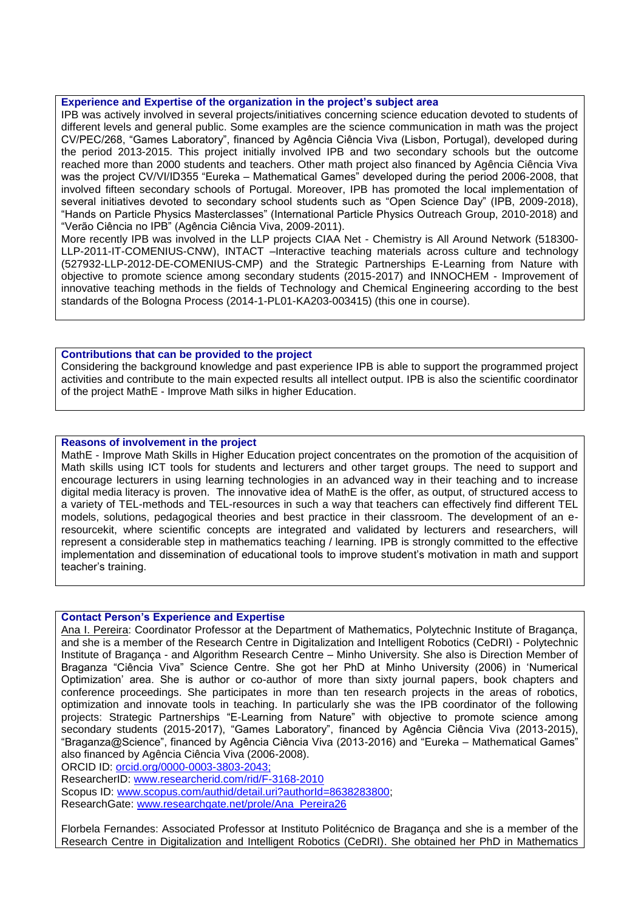**Experience and Expertise of the organization in the project's subject area**

IPB was actively involved in several projects/initiatives concerning science education devoted to students of different levels and general public. Some examples are the science communication in math was the project CV/PEC/268, "Games Laboratory", financed by Agência Ciência Viva (Lisbon, Portugal), developed during the period 2013-2015. This project initially involved IPB and two secondary schools but the outcome reached more than 2000 students and teachers. Other math project also financed by Agência Ciência Viva was the project CV/VI/ID355 "Eureka – Mathematical Games" developed during the period 2006-2008, that involved fifteen secondary schools of Portugal. Moreover, IPB has promoted the local implementation of several initiatives devoted to secondary school students such as "Open Science Day" (IPB, 2009-2018), "Hands on Particle Physics Masterclasses" (International Particle Physics Outreach Group, 2010-2018) and "Verão Ciência no IPB" (Agência Ciência Viva, 2009-2011).

More recently IPB was involved in the LLP projects CIAA Net - Chemistry is All Around Network (518300-LLP-2011-IT-COMENIUS-CNW), INTACT –Interactive teaching materials across culture and technology (527932-LLP-2012-DE-COMENIUS-CMP) and the Strategic Partnerships E-Learning from Nature with objective to promote science among secondary students (2015-2017) and INNOCHEM - Improvement of innovative teaching methods in the fields of Technology and Chemical Engineering according to the best standards of the Bologna Process (2014-1-PL01-KA203-003415) (this one in course).

**Contributions that can be provided to the project**

Considering the background knowledge and past experience IPB is able to support the programmed project activities and contribute to the main expected results all intellect output. IPB is also the scientific coordinator of the project MathE - Improve Math silks in higher Education.

**Reasons of involvement in the project**

MathE - Improve Math Skills in Higher Education project concentrates on the promotion of the acquisition of Math skills using ICT tools for students and lecturers and other target groups. The need to support and encourage lecturers in using learning technologies in an advanced way in their teaching and to increase digital media literacy is proven. The innovative idea of MathE is the offer, as output, of structured access to a variety of TEL-methods and TEL-resources in such a way that teachers can effectively find different TEL models, solutions, pedagogical theories and best practice in their classroom. The development of an e-resourcekit, where scientific concepts are integrated and validated by lecturers and researchers, will represent a considerable step in mathematics teaching / learning. IPB is strongly committed to the effective implementation and dissemination of educational tools to improve student's motivation in math and support teacher's training.

**Contact Person's Experience and Expertise**

Ana I. Pereira: Coordinator Professor at the Department of Mathematics, Polytechnic Institute of Bragança, and she is a member of the Research Centre in Digitalization and Intelligent Robotics (CeDRI) - Polytechnic Institute of Bragança - and Algorithm Research Centre – Minho University. She also is Direction Member of Braganza "Ciência Viva" Science Centre. She got her PhD at Minho University (2006) in 'Numerical Optimization' area. She is author or co-author of more than sixty journal papers, book chapters and conference proceedings. She participates in more than ten research projects in the areas of robotics, optimization and innovate tools in teaching. In particularly she was the IPB coordinator of the following projects: Strategic Partnerships "E-Learning from Nature" with objective to promote science among secondary students (2015-2017), "Games Laboratory", financed by Agência Ciência Viva (2013-2015), "Braganza@Science", financed by Agência Ciência Viva (2013-2016) and "Eureka – Mathematical Games" also financed by Agência Ciência Viva (2006-2008).

ORCID ID: orcid.org/0000-0003-3803-2043;

ResearcherID: www.researcherid.com/rid/F-3168-2010

Scopus ID: www.scopus.com/authid/detail.uri?authorId=8638283800;

ResearchGate: www.researchgate.net/prole/Ana_Pereira26

Florbela Fernandes: Associated Professor at Instituto Politécnico de Bragança and she is a member of the Research Centre in Digitalization and Intelligent Robotics (CeDRI). She obtained her PhD in Mathematics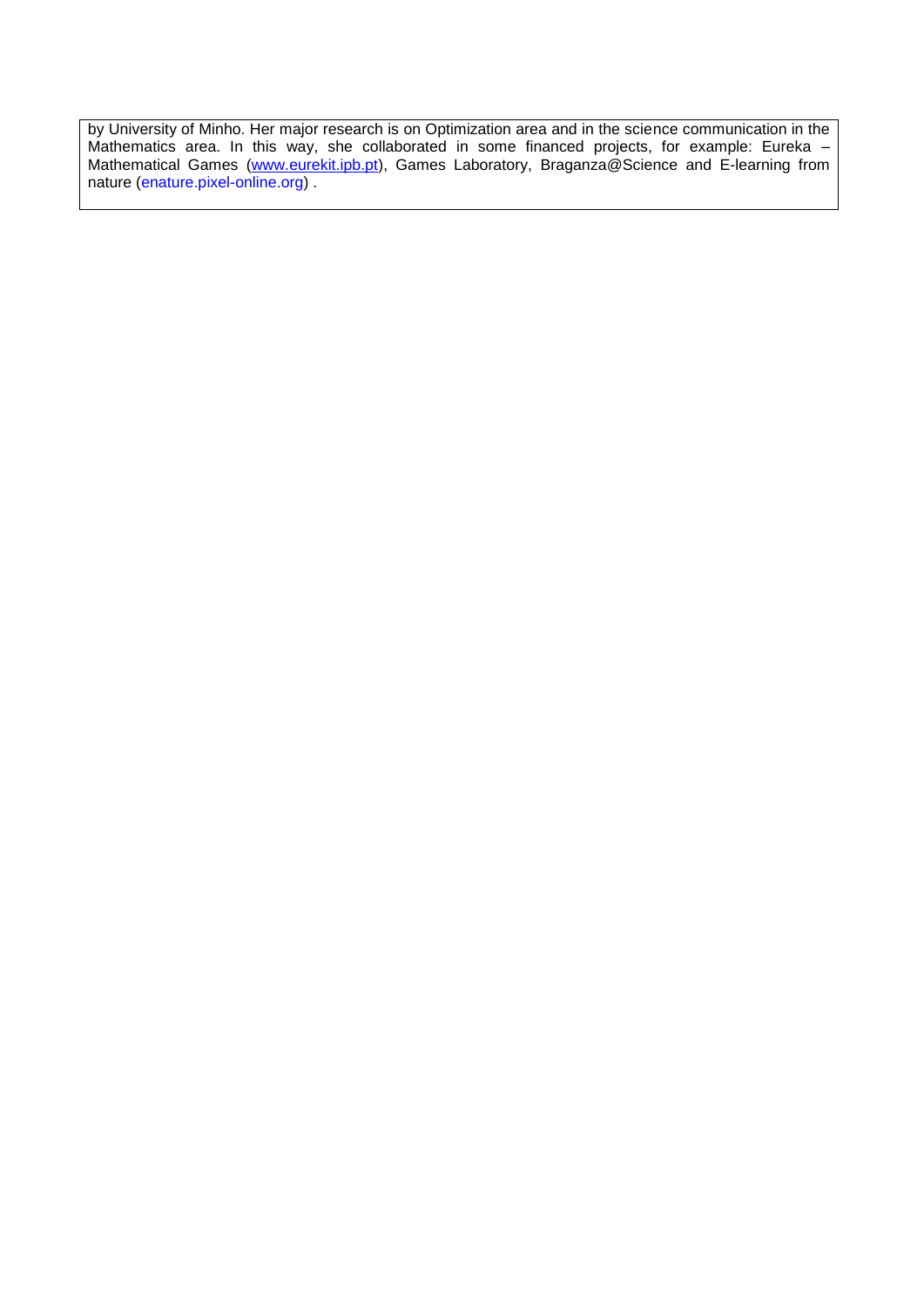by University of Minho. Her major research is on Optimization area and in the science communication in the Mathematics area. In this way, she collaborated in some financed projects, for example: Eureka – Mathematical Games (www.eurekit.ipb.pt), Games Laboratory, Braganza@Science and E-learning from nature (enature.pixel-online.org) .